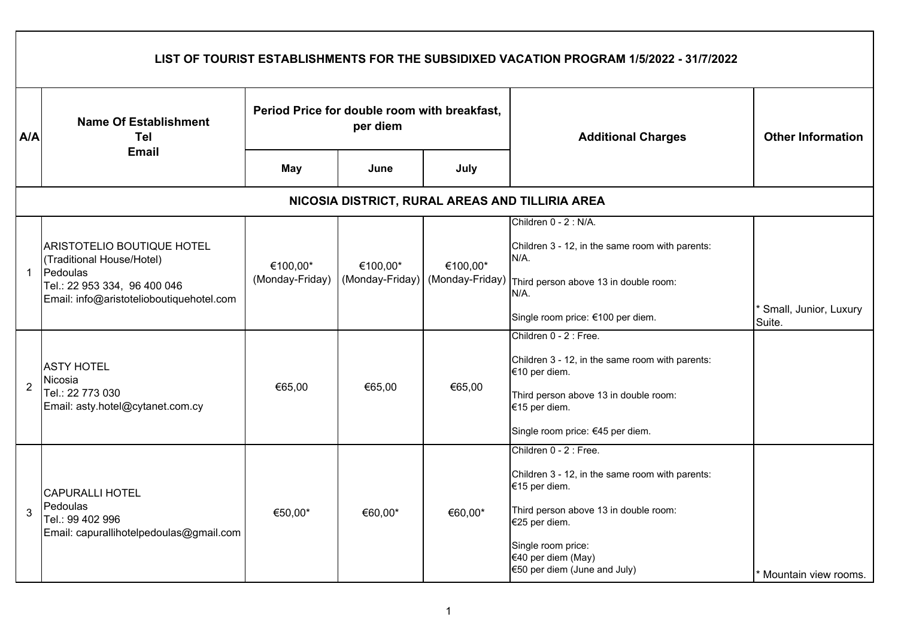# LIST OF TOURIST ESTABLISHMENTS FOR THE SUBSIDIXED VACATION PROGRAM 1/5/2022 - 31/7/2022

| A/A | Name Of Establishment<br>Tel<br>Email | Period Price for double room with breakfast, per diem | | | Additional Charges | Other Information |
|---|---|---|---|---|---|---|
| | | May | June | July | | |
| **NICOSIA DISTRICT, RURAL AREAS AND TILLIRIA AREA** | | | | | | |
| 1 | ARISTOTELIO BOUTIQUE HOTEL<br>(Traditional House/Hotel)<br>Pedoulas<br>Tel.: 22 953 334, 96 400 046<br>Email: info@aristotelioboutiquehotel.com | €100,00*<br>(Monday-Friday) | €100,00*<br>(Monday-Friday) | €100,00*<br>(Monday-Friday) | Children 0 - 2 : N/A.<br><br>Children 3 - 12, in the same room with parents: N/A.<br><br>Third person above 13 in double room: N/A.<br><br>Single room price: €100 per diem. | * Small, Junior, Luxury Suite. |
| 2 | ASTY HOTEL<br>Nicosia<br>Tel.: 22 773 030<br>Email: asty.hotel@cytanet.com.cy | €65,00 | €65,00 | €65,00 | Children 0 - 2 : Free.<br><br>Children 3 - 12, in the same room with parents: €10 per diem.<br><br>Third person above 13 in double room: €15 per diem.<br><br>Single room price: €45 per diem. | |
| 3 | CAPURALLI HOTEL<br>Pedoulas<br>Tel.: 99 402 996<br>Email: capurallihotelpedoulas@gmail.com | €50,00* | €60,00* | €60,00* | Children 0 - 2 : Free.<br><br>Children 3 - 12, in the same room with parents: €15 per diem.<br><br>Third person above 13 in double room: €25 per diem.<br><br>Single room price:<br>€40 per diem (May)<br>€50 per diem (June and July) | * Mountain view rooms. |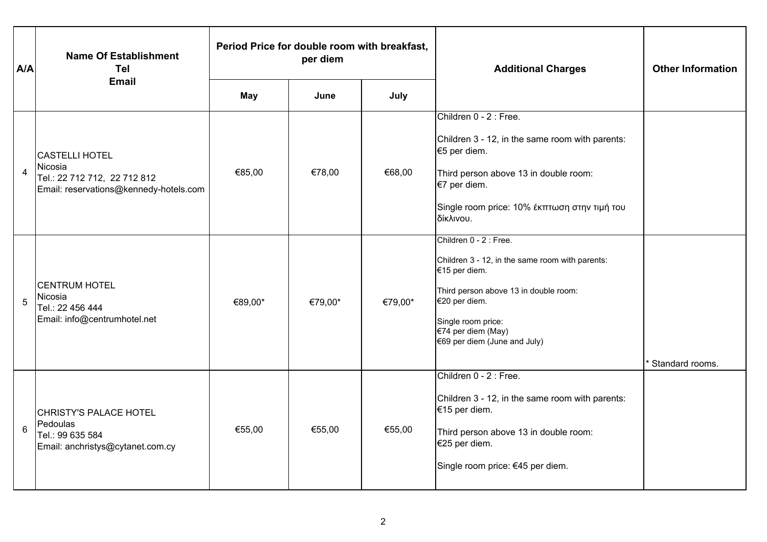| A/A | Name Of Establishment<br>Tel<br>Email | Period Price for double room with breakfast, per diem | | | Additional Charges | Other Information |
|---|---|---|---|---|---|---|
| | | May | June | July | | |
| 4 | CASTELLI HOTEL<br>Nicosia<br>Tel.: 22 712 712, 22 712 812<br>Email: reservations@kennedy-hotels.com | €85,00 | €78,00 | €68,00 | Children 0 - 2 : Free.<br><br>Children 3 - 12, in the same room with parents: €5 per diem.<br><br>Third person above 13 in double room: €7 per diem.<br><br>Single room price: 10% έκπτωση στην τιμή του δίκλινου. | |
| 5 | CENTRUM HOTEL<br>Nicosia<br>Tel.: 22 456 444<br>Email: info@centrumhotel.net | €89,00* | €79,00* | €79,00* | Children 0 - 2 : Free.<br><br>Children 3 - 12, in the same room with parents: €15 per diem.<br><br>Third person above 13 in double room: €20 per diem.<br><br>Single room price:<br>€74 per diem (May)<br>€69 per diem (June and July) | * Standard rooms. |
| 6 | CHRISTY'S PALACE HOTEL<br>Pedoulas<br>Tel.: 99 635 584<br>Email: anchristys@cytanet.com.cy | €55,00 | €55,00 | €55,00 | Children 0 - 2 : Free.<br><br>Children 3 - 12, in the same room with parents: €15 per diem.<br><br>Third person above 13 in double room: €25 per diem.<br><br>Single room price: €45 per diem. | |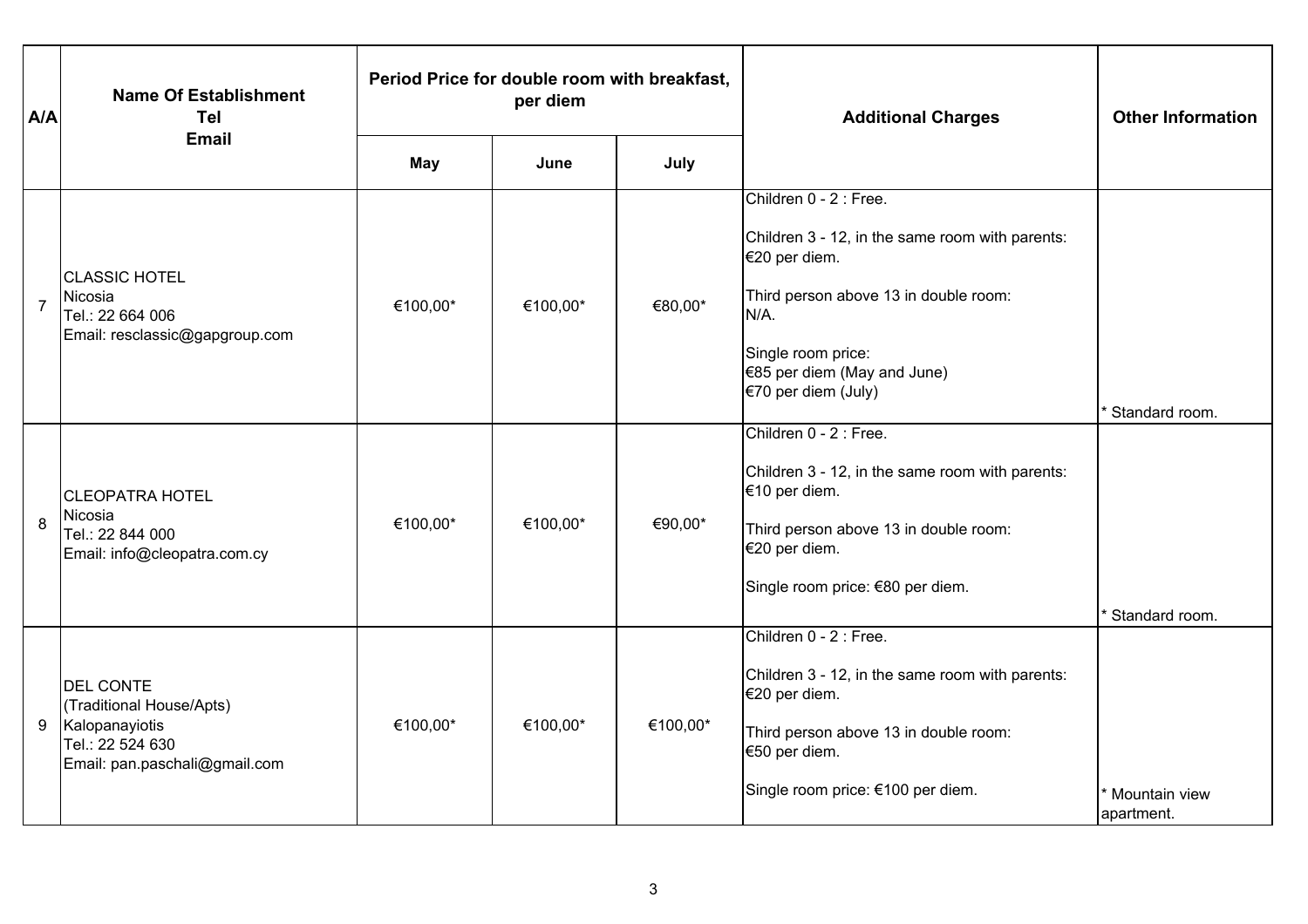| A/A | Name Of Establishment<br>Tel<br>Email | Period Price for double room with breakfast, per diem | | | Additional Charges | Other Information |
|---|---|---|---|---|---|---|
| | | May | June | July | | |
| 7 | CLASSIC HOTEL<br>Nicosia<br>Tel.: 22 664 006<br>Email: resclassic@gapgroup.com | €100,00* | €100,00* | €80,00* | Children 0 - 2 : Free.<br><br>Children 3 - 12, in the same room with parents: €20 per diem.<br><br>Third person above 13 in double room: N/A.<br><br>Single room price:<br>€85 per diem (May and June)<br>€70 per diem (July) | * Standard room. |
| 8 | CLEOPATRA HOTEL<br>Nicosia<br>Tel.: 22 844 000<br>Email: info@cleopatra.com.cy | €100,00* | €100,00* | €90,00* | Children 0 - 2 : Free.<br><br>Children 3 - 12, in the same room with parents: €10 per diem.<br><br>Third person above 13 in double room: €20 per diem.<br><br>Single room price: €80 per diem. | * Standard room. |
| 9 | DEL CONTE<br>(Traditional House/Apts)<br>Kalopanayiotis<br>Tel.: 22 524 630<br>Email: pan.paschali@gmail.com | €100,00* | €100,00* | €100,00* | Children 0 - 2 : Free.<br><br>Children 3 - 12, in the same room with parents: €20 per diem.<br><br>Third person above 13 in double room: €50 per diem.<br><br>Single room price: €100 per diem. | * Mountain view apartment. |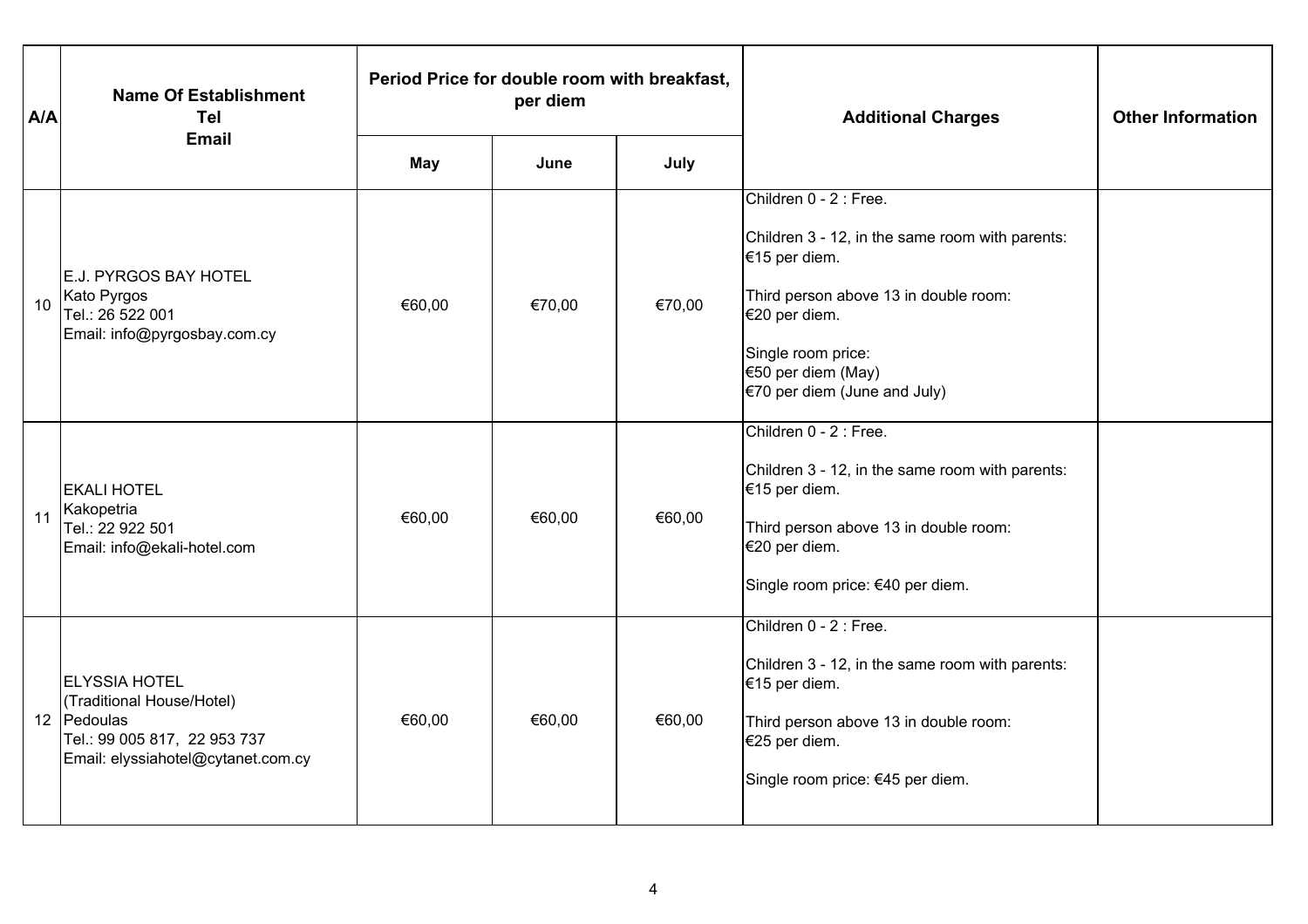| A/A | Name Of Establishment<br>Tel<br>Email | Period Price for double room with breakfast, per diem | | | Additional Charges | Other Information |
|---|---|---|---|---|---|---|
| | | May | June | July | | |
| 10 | E.J. PYRGOS BAY HOTEL<br>Kato Pyrgos<br>Tel.: 26 522 001<br>Email: info@pyrgosbay.com.cy | €60,00 | €70,00 | €70,00 | Children 0 - 2 : Free.<br><br>Children 3 - 12, in the same room with parents: €15 per diem.<br><br>Third person above 13 in double room: €20 per diem.<br><br>Single room price:<br>€50 per diem (May)<br>€70 per diem (June and July) | |
| 11 | EKALI HOTEL<br>Kakopetria<br>Tel.: 22 922 501<br>Email: info@ekali-hotel.com | €60,00 | €60,00 | €60,00 | Children 0 - 2 : Free.<br><br>Children 3 - 12, in the same room with parents: €15 per diem.<br><br>Third person above 13 in double room: €20 per diem.<br><br>Single room price: €40 per diem. | |
| 12 | ELYSSIA HOTEL<br>(Traditional House/Hotel)<br>Pedoulas<br>Tel.: 99 005 817, 22 953 737<br>Email: elyssiahotel@cytanet.com.cy | €60,00 | €60,00 | €60,00 | Children 0 - 2 : Free.<br><br>Children 3 - 12, in the same room with parents: €15 per diem.<br><br>Third person above 13 in double room: €25 per diem.<br><br>Single room price: €45 per diem. | |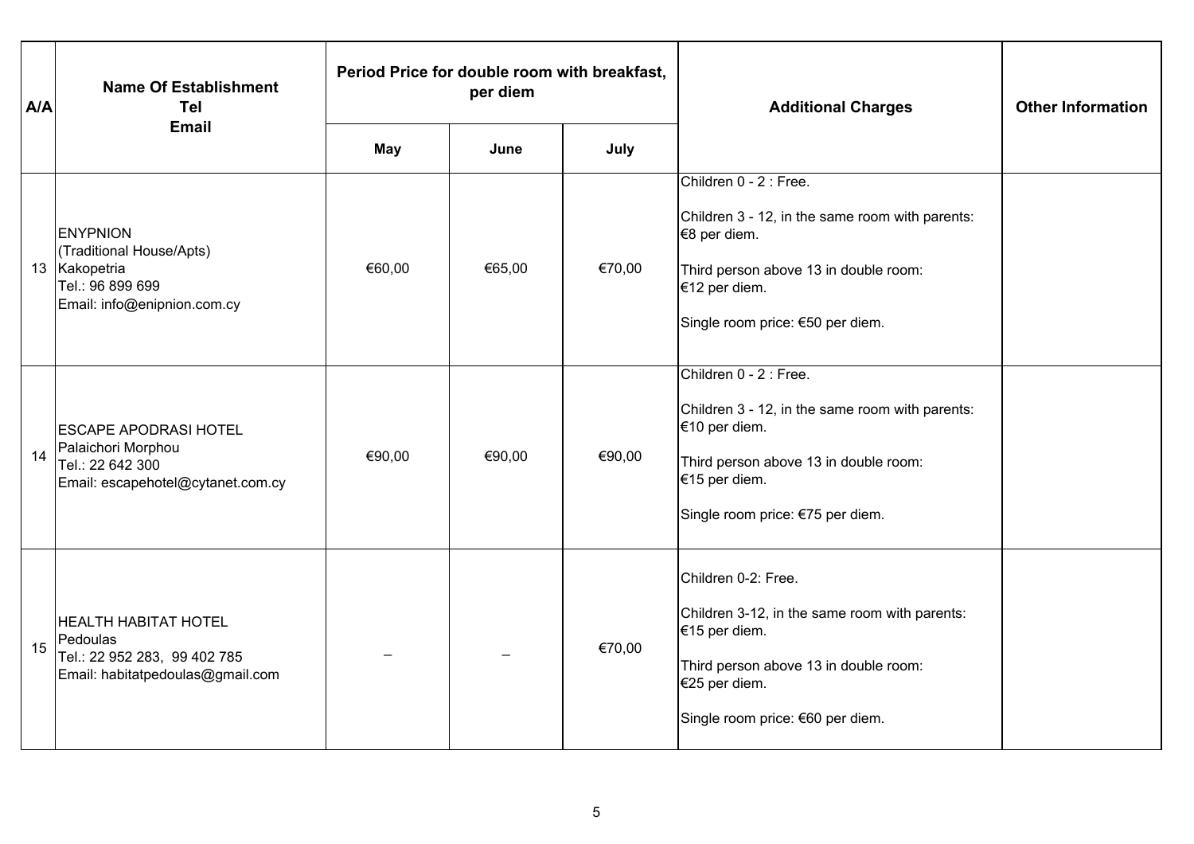| A/A | Name Of Establishment<br>Tel<br>Email | Period Price for double room with breakfast, per diem | | | Additional Charges | Other Information |
|---|---|---|---|---|---|---|
| | | May | June | July | | |
| 13 | ENYPNION<br>(Traditional House/Apts)<br>Kakopetria<br>Tel.: 96 899 699<br>Email: info@enipnion.com.cy | €60,00 | €65,00 | €70,00 | Children 0 - 2 : Free.<br><br>Children 3 - 12, in the same room with parents: €8 per diem.<br><br>Third person above 13 in double room: €12 per diem.<br><br>Single room price: €50 per diem. | |
| 14 | ESCAPE APODRASI HOTEL<br>Palaichori Morphou<br>Tel.: 22 642 300<br>Email: escapehotel@cytanet.com.cy | €90,00 | €90,00 | €90,00 | Children 0 - 2 : Free.<br><br>Children 3 - 12, in the same room with parents: €10 per diem.<br><br>Third person above 13 in double room: €15 per diem.<br><br>Single room price: €75 per diem. | |
| 15 | HEALTH HABITAT HOTEL<br>Pedoulas<br>Tel.: 22 952 283, 99 402 785<br>Email: habitatpedoulas@gmail.com | – | – | €70,00 | Children 0-2: Free.<br><br>Children 3-12, in the same room with parents: €15 per diem.<br><br>Third person above 13 in double room: €25 per diem.<br><br>Single room price: €60 per diem. | |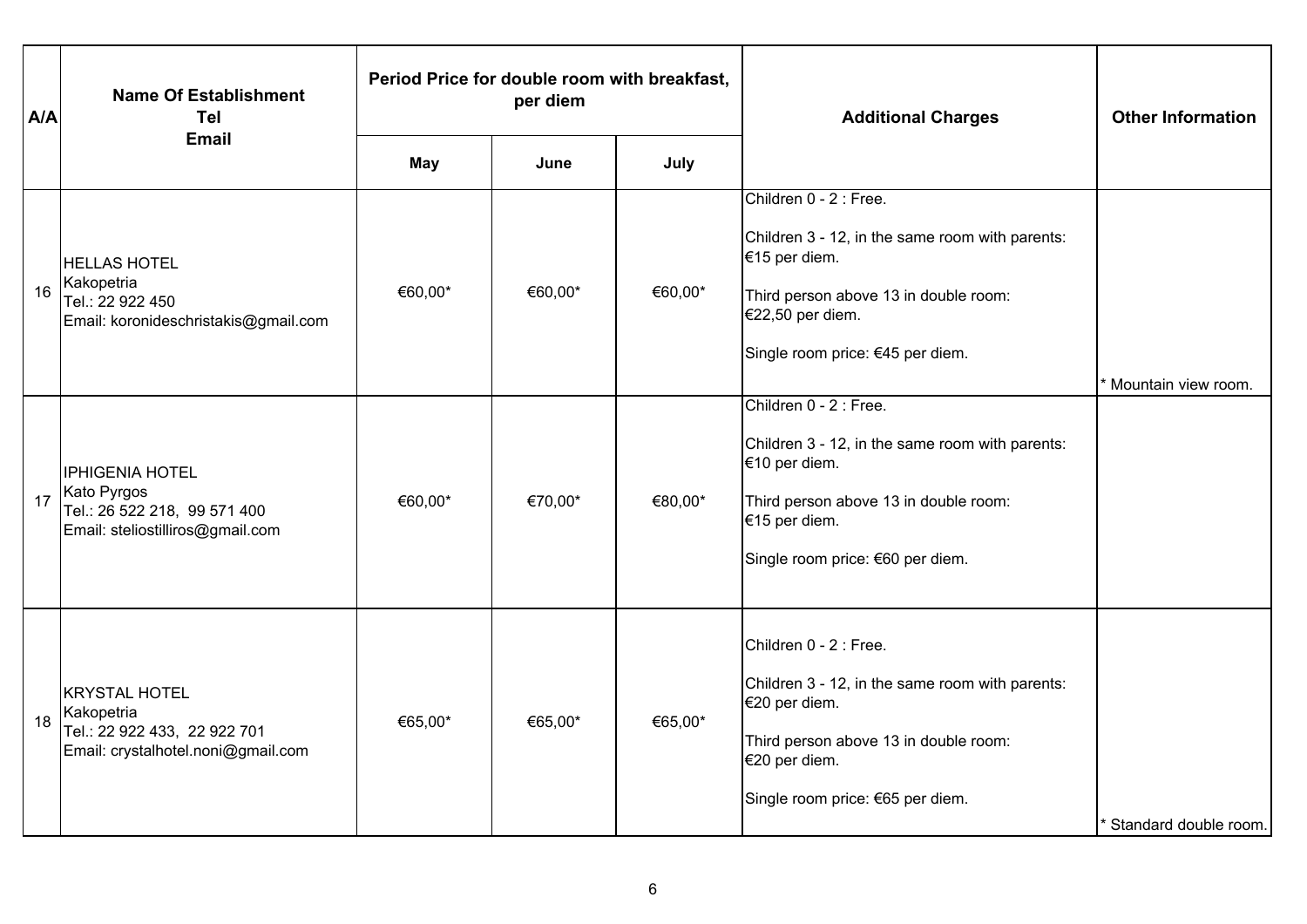| A/A | Name Of Establishment<br>Tel<br>Email | Period Price for double room with breakfast, per diem | | | Additional Charges | Other Information |
|---|---|---|---|---|---|---|
| | | May | June | July | | |
| 16 | HELLAS HOTEL<br>Kakopetria<br>Tel.: 22 922 450<br>Email: koronideschristakis@gmail.com | €60,00* | €60,00* | €60,00* | Children 0 - 2 : Free.<br><br>Children 3 - 12, in the same room with parents: €15 per diem.<br><br>Third person above 13 in double room: €22,50 per diem.<br><br>Single room price: €45 per diem. | * Mountain view room. |
| 17 | IPHIGENIA HOTEL<br>Kato Pyrgos<br>Tel.: 26 522 218, 99 571 400<br>Email: steliostilliros@gmail.com | €60,00* | €70,00* | €80,00* | Children 0 - 2 : Free.<br><br>Children 3 - 12, in the same room with parents: €10 per diem.<br><br>Third person above 13 in double room: €15 per diem.<br><br>Single room price: €60 per diem. | |
| 18 | KRYSTAL HOTEL<br>Kakopetria<br>Tel.: 22 922 433, 22 922 701<br>Email: crystalhotel.noni@gmail.com | €65,00* | €65,00* | €65,00* | Children 0 - 2 : Free.<br><br>Children 3 - 12, in the same room with parents: €20 per diem.<br><br>Third person above 13 in double room: €20 per diem.<br><br>Single room price: €65 per diem. | * Standard double room. |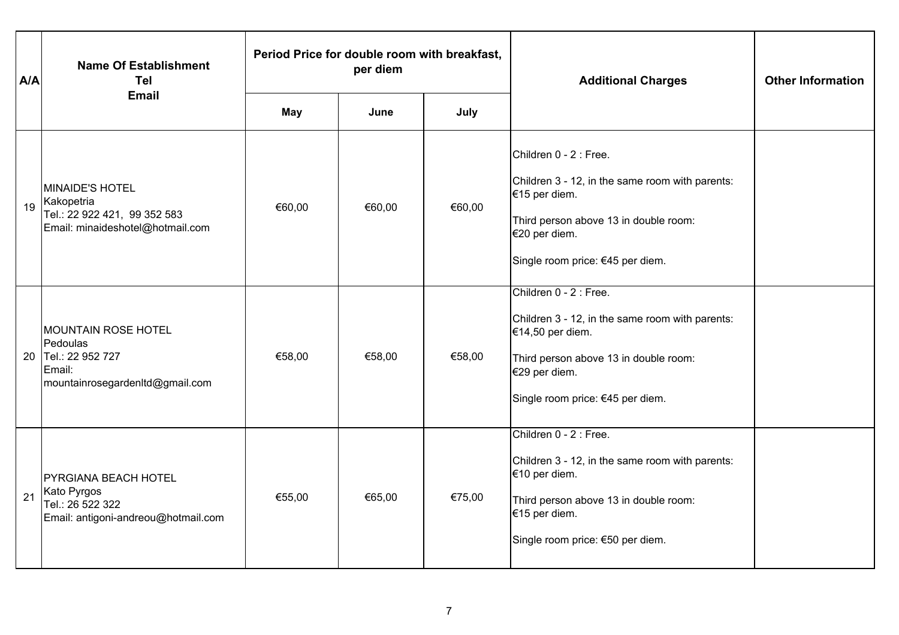| A/A | Name Of Establishment<br>Tel<br>Email | Period Price for double room with breakfast, per diem | | | Additional Charges | Other Information |
|---|---|---|---|---|---|---|
| | | May | June | July | | |
| 19 | MINAIDE'S HOTEL<br>Kakopetria<br>Tel.: 22 922 421, 99 352 583<br>Email: minaideshotel@hotmail.com | €60,00 | €60,00 | €60,00 | Children 0 - 2 : Free.<br>Children 3 - 12, in the same room with parents: €15 per diem.<br>Third person above 13 in double room: €20 per diem.<br>Single room price: €45 per diem. | |
| 20 | MOUNTAIN ROSE HOTEL<br>Pedoulas<br>Tel.: 22 952 727<br>Email: mountainrosegardenltd@gmail.com | €58,00 | €58,00 | €58,00 | Children 0 - 2 : Free.<br>Children 3 - 12, in the same room with parents: €14,50 per diem.<br>Third person above 13 in double room: €29 per diem.<br>Single room price: €45 per diem. | |
| 21 | PYRGIANA BEACH HOTEL<br>Kato Pyrgos<br>Tel.: 26 522 322<br>Email: antigoni-andreou@hotmail.com | €55,00 | €65,00 | €75,00 | Children 0 - 2 : Free.<br>Children 3 - 12, in the same room with parents: €10 per diem.<br>Third person above 13 in double room: €15 per diem.<br>Single room price: €50 per diem. | |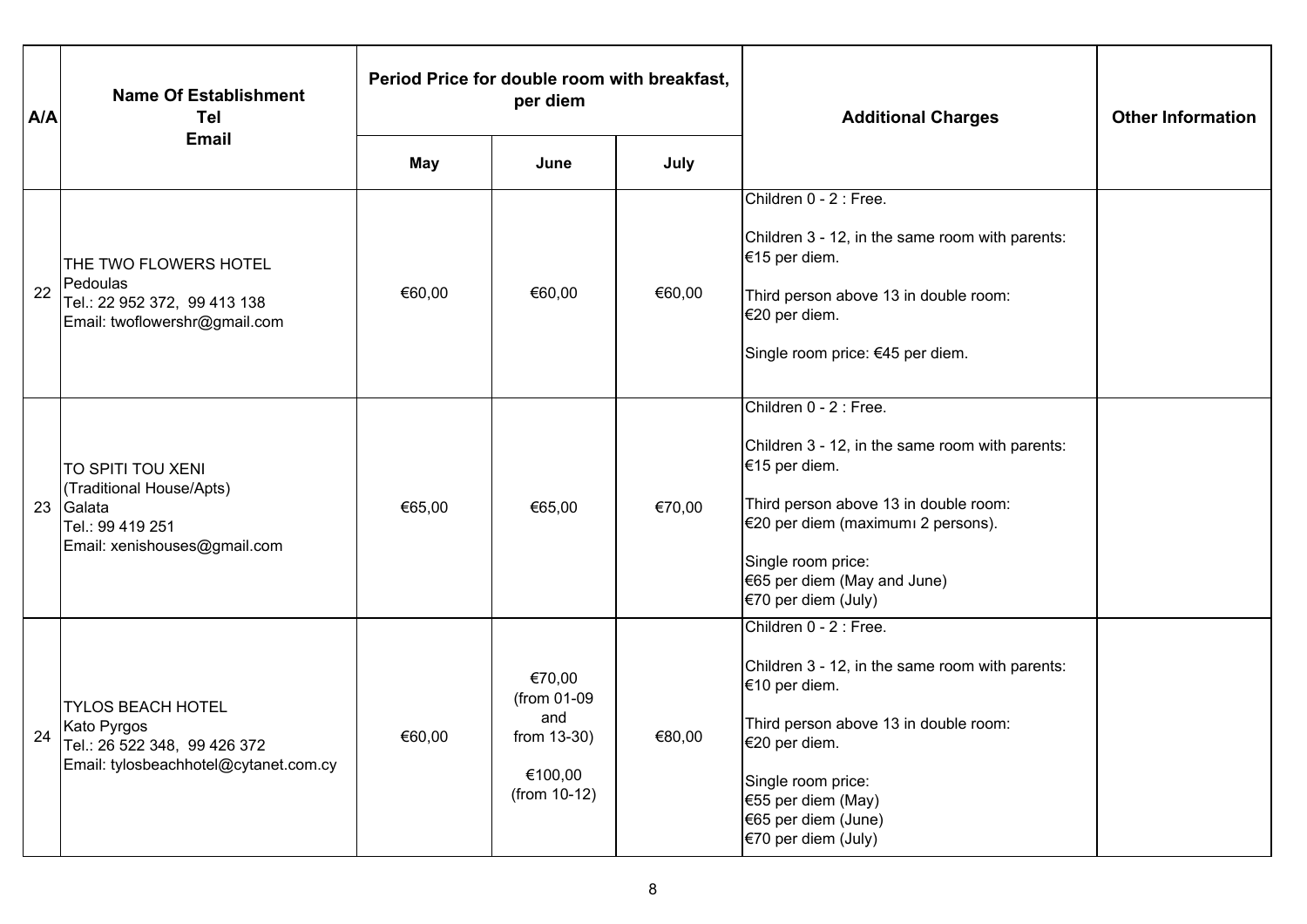| A/A | Name Of Establishment<br>Tel<br>Email | Period Price for double room with breakfast, per diem | | | Additional Charges | Other Information |
|---|---|---|---|---|---|---|
| | | May | June | July | | |
| 22 | THE TWO FLOWERS HOTEL<br>Pedoulas<br>Tel.: 22 952 372, 99 413 138<br>Email: twoflowershr@gmail.com | €60,00 | €60,00 | €60,00 | Children 0 - 2 : Free.<br><br>Children 3 - 12, in the same room with parents: €15 per diem.<br><br>Third person above 13 in double room: €20 per diem.<br><br>Single room price: €45 per diem. | |
| 23 | TO SPITI TOU XENI<br>(Traditional House/Apts)<br>Galata<br>Tel.: 99 419 251<br>Email: xenishouses@gmail.com | €65,00 | €65,00 | €70,00 | Children 0 - 2 : Free.<br><br>Children 3 - 12, in the same room with parents: €15 per diem.<br><br>Third person above 13 in double room: €20 per diem (maximumı 2 persons).<br><br>Single room price:<br>€65 per diem (May and June)<br>€70 per diem (July) | |
| 24 | TYLOS BEACH HOTEL<br>Kato Pyrgos<br>Tel.: 26 522 348, 99 426 372<br>Email: tylosbeachhotel@cytanet.com.cy | €60,00 | €70,00<br>(from 01-09 and from 13-30)<br><br>€100,00<br>(from 10-12) | €80,00 | Children 0 - 2 : Free.<br><br>Children 3 - 12, in the same room with parents: €10 per diem.<br><br>Third person above 13 in double room: €20 per diem.<br><br>Single room price:<br>€55 per diem (May)<br>€65 per diem (June)<br>€70 per diem (July) | |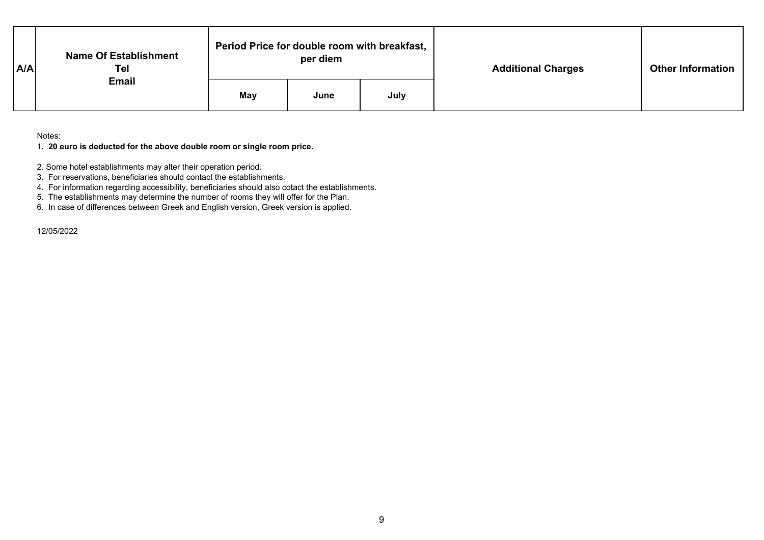| A/A | Name Of Establishment<br>Tel<br>Email | Period Price for double room with breakfast, per diem | | | Additional Charges | Other Information |
|---|---|---|---|---|---|---|
| | | May | June | July | | |

Notes:

1**. 20 euro is deducted for the above double room or single room price.**

2. Some hotel establishments may alter their operation period.
3. For reservations, beneficiaries should contact the establishments.
4. For information regarding accessibility, beneficiaries should also cotact the establishments.
5. The establishments may determine the number of rooms they will offer for the Plan.
6. In case of differences between Greek and English version, Greek version is applied.

12/05/2022